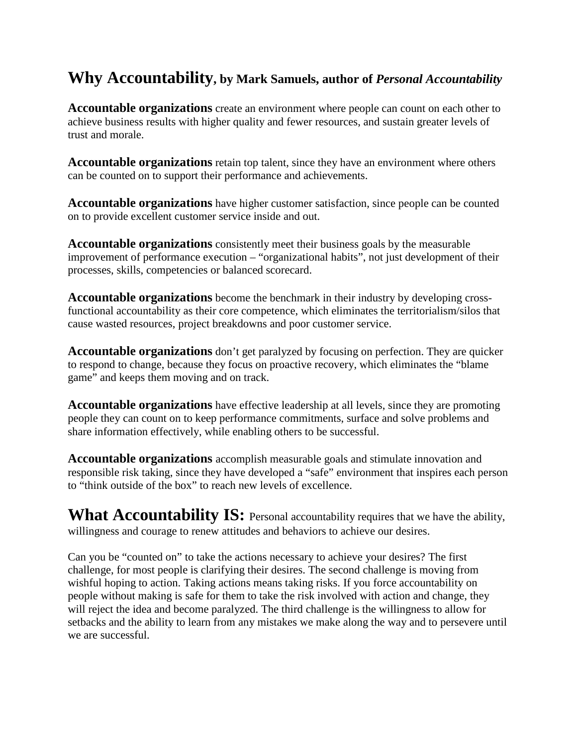## Why Accountability, by Mark Samuels, author of *Personal Accountability*

**Accountable organizations** create an environment where people can count on each other to achieve business results with higher quality and fewer resources, and sustain greater levels of trust and morale.

**Accountable organizations** retain top talent, since they have an environment where others can be counted on to support their performance and achievements.

**Accountable organizations** have higher customer satisfaction, since people can be counted on to provide excellent customer service inside and out.

**Accountable organizations** consistently meet their business goals by the measurable improvement of performance execution – "organizational habits", not just development of their processes, skills, competencies or balanced scorecard.

**Accountable organizations** become the benchmark in their industry by developing cross-functional accountability as their core competence, which eliminates the territorialism/silos that cause wasted resources, project breakdowns and poor customer service.

**Accountable organizations** don't get paralyzed by focusing on perfection. They are quicker to respond to change, because they focus on proactive recovery, which eliminates the "blame game" and keeps them moving and on track.

**Accountable organizations** have effective leadership at all levels, since they are promoting people they can count on to keep performance commitments, surface and solve problems and share information effectively, while enabling others to be successful.

**Accountable organizations** accomplish measurable goals and stimulate innovation and responsible risk taking, since they have developed a "safe" environment that inspires each person to "think outside of the box" to reach new levels of excellence.

**What Accountability IS:** Personal accountability requires that we have the ability, willingness and courage to renew attitudes and behaviors to achieve our desires.

Can you be "counted on" to take the actions necessary to achieve your desires? The first challenge, for most people is clarifying their desires. The second challenge is moving from wishful hoping to action. Taking actions means taking risks. If you force accountability on people without making is safe for them to take the risk involved with action and change, they will reject the idea and become paralyzed. The third challenge is the willingness to allow for setbacks and the ability to learn from any mistakes we make along the way and to persevere until we are successful.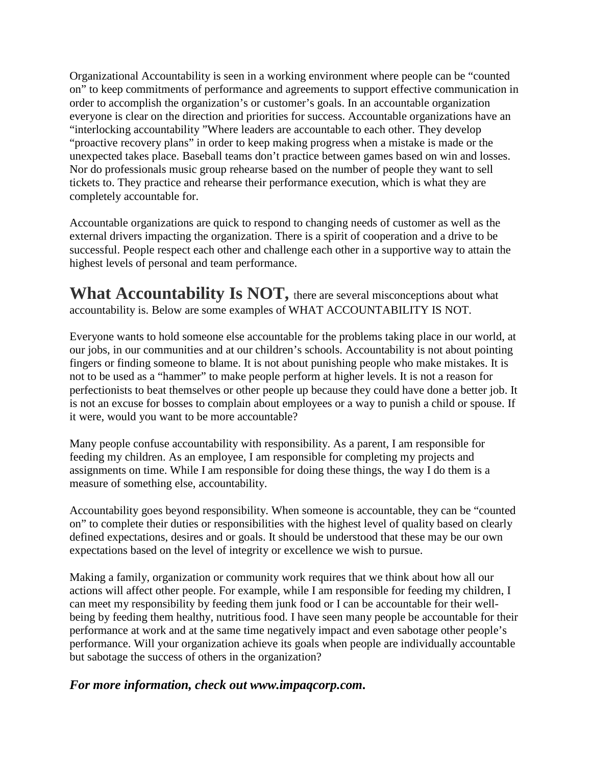Organizational Accountability is seen in a working environment where people can be "counted on" to keep commitments of performance and agreements to support effective communication in order to accomplish the organization's or customer's goals. In an accountable organization everyone is clear on the direction and priorities for success. Accountable organizations have an "interlocking accountability "Where leaders are accountable to each other. They develop "proactive recovery plans" in order to keep making progress when a mistake is made or the unexpected takes place. Baseball teams don't practice between games based on win and losses. Nor do professionals music group rehearse based on the number of people they want to sell tickets to. They practice and rehearse their performance execution, which is what they are completely accountable for.

Accountable organizations are quick to respond to changing needs of customer as well as the external drivers impacting the organization. There is a spirit of cooperation and a drive to be successful. People respect each other and challenge each other in a supportive way to attain the highest levels of personal and team performance.

**What Accountability Is NOT,** there are several misconceptions about what accountability is. Below are some examples of WHAT ACCOUNTABILITY IS NOT.

Everyone wants to hold someone else accountable for the problems taking place in our world, at our jobs, in our communities and at our children's schools. Accountability is not about pointing fingers or finding someone to blame. It is not about punishing people who make mistakes. It is not to be used as a "hammer" to make people perform at higher levels. It is not a reason for perfectionists to beat themselves or other people up because they could have done a better job. It is not an excuse for bosses to complain about employees or a way to punish a child or spouse. If it were, would you want to be more accountable?

Many people confuse accountability with responsibility. As a parent, I am responsible for feeding my children. As an employee, I am responsible for completing my projects and assignments on time. While I am responsible for doing these things, the way I do them is a measure of something else, accountability.

Accountability goes beyond responsibility. When someone is accountable, they can be "counted on" to complete their duties or responsibilities with the highest level of quality based on clearly defined expectations, desires and or goals. It should be understood that these may be our own expectations based on the level of integrity or excellence we wish to pursue.

Making a family, organization or community work requires that we think about how all our actions will affect other people. For example, while I am responsible for feeding my children, I can meet my responsibility by feeding them junk food or I can be accountable for their well-being by feeding them healthy, nutritious food. I have seen many people be accountable for their performance at work and at the same time negatively impact and even sabotage other people's performance. Will your organization achieve its goals when people are individually accountable but sabotage the success of others in the organization?

***For more information, check out www.impaqcorp.com.***